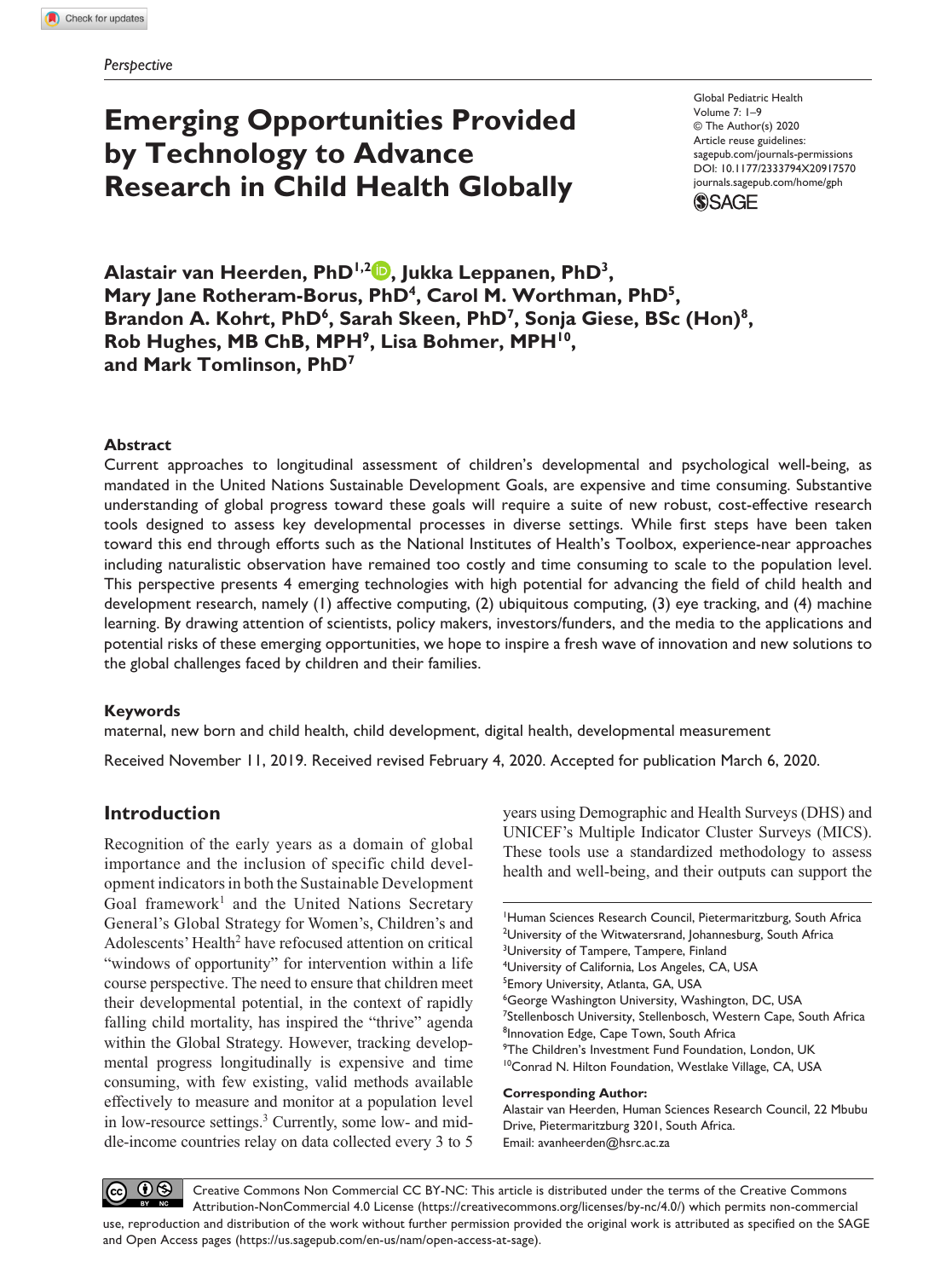*Perspective*

# Emerging Opportunities Provided by Technology to Advance Research in Child Health Globally

Global Pediatric Health
Volume 7: 1–9
© The Author(s) 2020
Article reuse guidelines: sagepub.com/journals-permissions
DOI: 10.1177/2333794X20917570
journals.sagepub.com/home/gph

**Alastair van Heerden, PhD[1,2], Jukka Leppanen, PhD[3], Mary Jane Rotheram-Borus, PhD[4], Carol M. Worthman, PhD[5], Brandon A. Kohrt, PhD[6], Sarah Skeen, PhD[7], Sonja Giese, BSc (Hon)[8], Rob Hughes, MB ChB, MPH[9], Lisa Bohmer, MPH[10], and Mark Tomlinson, PhD[7]**

### Abstract

Current approaches to longitudinal assessment of children's developmental and psychological well-being, as mandated in the United Nations Sustainable Development Goals, are expensive and time consuming. Substantive understanding of global progress toward these goals will require a suite of new robust, cost-effective research tools designed to assess key developmental processes in diverse settings. While first steps have been taken toward this end through efforts such as the National Institutes of Health's Toolbox, experience-near approaches including naturalistic observation have remained too costly and time consuming to scale to the population level. This perspective presents 4 emerging technologies with high potential for advancing the field of child health and development research, namely (1) affective computing, (2) ubiquitous computing, (3) eye tracking, and (4) machine learning. By drawing attention of scientists, policy makers, investors/funders, and the media to the applications and potential risks of these emerging opportunities, we hope to inspire a fresh wave of innovation and new solutions to the global challenges faced by children and their families.

### Keywords

maternal, new born and child health, child development, digital health, developmental measurement

Received November 11, 2019. Received revised February 4, 2020. Accepted for publication March 6, 2020.

## Introduction

Recognition of the early years as a domain of global importance and the inclusion of specific child development indicators in both the Sustainable Development Goal framework[1] and the United Nations Secretary General's Global Strategy for Women's, Children's and Adolescents' Health[2] have refocused attention on critical "windows of opportunity" for intervention within a life course perspective. The need to ensure that children meet their developmental potential, in the context of rapidly falling child mortality, has inspired the "thrive" agenda within the Global Strategy. However, tracking developmental progress longitudinally is expensive and time consuming, with few existing, valid methods available effectively to measure and monitor at a population level in low-resource settings.[3] Currently, some low- and middle-income countries relay on data collected every 3 to 5 years using Demographic and Health Surveys (DHS) and UNICEF's Multiple Indicator Cluster Surveys (MICS). These tools use a standardized methodology to assess health and well-being, and their outputs can support the

[1]Human Sciences Research Council, Pietermaritzburg, South Africa
[2]University of the Witwatersrand, Johannesburg, South Africa
[3]University of Tampere, Tampere, Finland
[4]University of California, Los Angeles, CA, USA
[5]Emory University, Atlanta, GA, USA
[6]George Washington University, Washington, DC, USA
[7]Stellenbosch University, Stellenbosch, Western Cape, South Africa
[8]Innovation Edge, Cape Town, South Africa
[9]The Children's Investment Fund Foundation, London, UK
[10]Conrad N. Hilton Foundation, Westlake Village, CA, USA

**Corresponding Author:**
Alastair van Heerden, Human Sciences Research Council, 22 Mbubu Drive, Pietermaritzburg 3201, South Africa.
Email: avanheerden@hsrc.ac.za

Creative Commons Non Commercial CC BY-NC: This article is distributed under the terms of the Creative Commons Attribution-NonCommercial 4.0 License (https://creativecommons.org/licenses/by-nc/4.0/) which permits non-commercial use, reproduction and distribution of the work without further permission provided the original work is attributed as specified on the SAGE and Open Access pages (https://us.sagepub.com/en-us/nam/open-access-at-sage).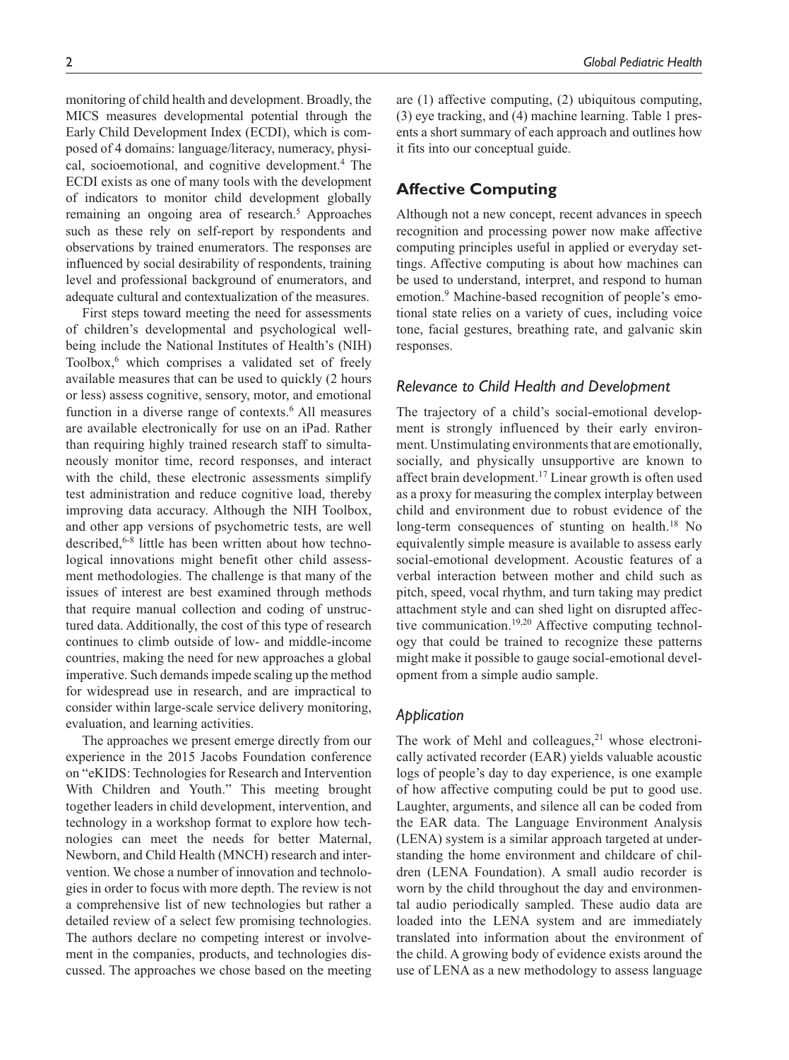monitoring of child health and development. Broadly, the MICS measures developmental potential through the Early Child Development Index (ECDI), which is composed of 4 domains: language/literacy, numeracy, physical, socioemotional, and cognitive development.[4] The ECDI exists as one of many tools with the development of indicators to monitor child development globally remaining an ongoing area of research.[5] Approaches such as these rely on self-report by respondents and observations by trained enumerators. The responses are influenced by social desirability of respondents, training level and professional background of enumerators, and adequate cultural and contextualization of the measures.

First steps toward meeting the need for assessments of children's developmental and psychological well-being include the National Institutes of Health's (NIH) Toolbox,[6] which comprises a validated set of freely available measures that can be used to quickly (2 hours or less) assess cognitive, sensory, motor, and emotional function in a diverse range of contexts.[6] All measures are available electronically for use on an iPad. Rather than requiring highly trained research staff to simultaneously monitor time, record responses, and interact with the child, these electronic assessments simplify test administration and reduce cognitive load, thereby improving data accuracy. Although the NIH Toolbox, and other app versions of psychometric tests, are well described,[6-8] little has been written about how technological innovations might benefit other child assessment methodologies. The challenge is that many of the issues of interest are best examined through methods that require manual collection and coding of unstructured data. Additionally, the cost of this type of research continues to climb outside of low- and middle-income countries, making the need for new approaches a global imperative. Such demands impede scaling up the method for widespread use in research, and are impractical to consider within large-scale service delivery monitoring, evaluation, and learning activities.

The approaches we present emerge directly from our experience in the 2015 Jacobs Foundation conference on "eKIDS: Technologies for Research and Intervention With Children and Youth." This meeting brought together leaders in child development, intervention, and technology in a workshop format to explore how technologies can meet the needs for better Maternal, Newborn, and Child Health (MNCH) research and intervention. We chose a number of innovation and technologies in order to focus with more depth. The review is not a comprehensive list of new technologies but rather a detailed review of a select few promising technologies. The authors declare no competing interest or involvement in the companies, products, and technologies discussed. The approaches we chose based on the meeting are (1) affective computing, (2) ubiquitous computing, (3) eye tracking, and (4) machine learning. Table 1 presents a short summary of each approach and outlines how it fits into our conceptual guide.

## Affective Computing

Although not a new concept, recent advances in speech recognition and processing power now make affective computing principles useful in applied or everyday settings. Affective computing is about how machines can be used to understand, interpret, and respond to human emotion.[9] Machine-based recognition of people's emotional state relies on a variety of cues, including voice tone, facial gestures, breathing rate, and galvanic skin responses.

### *Relevance to Child Health and Development*

The trajectory of a child's social-emotional development is strongly influenced by their early environment. Unstimulating environments that are emotionally, socially, and physically unsupportive are known to affect brain development.[17] Linear growth is often used as a proxy for measuring the complex interplay between child and environment due to robust evidence of the long-term consequences of stunting on health.[18] No equivalently simple measure is available to assess early social-emotional development. Acoustic features of a verbal interaction between mother and child such as pitch, speed, vocal rhythm, and turn taking may predict attachment style and can shed light on disrupted affective communication.[19,20] Affective computing technology that could be trained to recognize these patterns might make it possible to gauge social-emotional development from a simple audio sample.

### *Application*

The work of Mehl and colleagues,[21] whose electronically activated recorder (EAR) yields valuable acoustic logs of people's day to day experience, is one example of how affective computing could be put to good use. Laughter, arguments, and silence all can be coded from the EAR data. The Language Environment Analysis (LENA) system is a similar approach targeted at understanding the home environment and childcare of children (LENA Foundation). A small audio recorder is worn by the child throughout the day and environmental audio periodically sampled. These audio data are loaded into the LENA system and are immediately translated into information about the environment of the child. A growing body of evidence exists around the use of LENA as a new methodology to assess language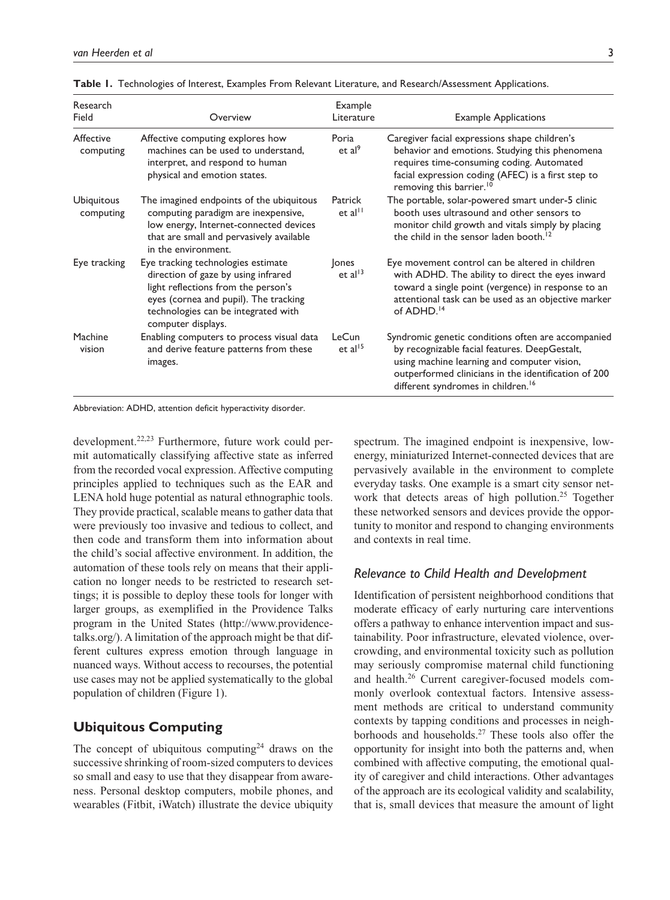**Table 1.** Technologies of Interest, Examples From Relevant Literature, and Research/Assessment Applications.

| Research Field | Overview | Example Literature | Example Applications |
|---|---|---|---|
| Affective computing | Affective computing explores how machines can be used to understand, interpret, and respond to human physical and emotion states. | Poria et al[9] | Caregiver facial expressions shape children's behavior and emotions. Studying this phenomena requires time-consuming coding. Automated facial expression coding (AFEC) is a first step to removing this barrier.[10] |
| Ubiquitous computing | The imagined endpoints of the ubiquitous computing paradigm are inexpensive, low energy, Internet-connected devices that are small and pervasively available in the environment. | Patrick et al[11] | The portable, solar-powered smart under-5 clinic booth uses ultrasound and other sensors to monitor child growth and vitals simply by placing the child in the sensor laden booth.[12] |
| Eye tracking | Eye tracking technologies estimate direction of gaze by using infrared light reflections from the person's eyes (cornea and pupil). The tracking technologies can be integrated with computer displays. | Jones et al[13] | Eye movement control can be altered in children with ADHD. The ability to direct the eyes inward toward a single point (vergence) in response to an attentional task can be used as an objective marker of ADHD.[14] |
| Machine vision | Enabling computers to process visual data and derive feature patterns from these images. | LeCun et al[15] | Syndromic genetic conditions often are accompanied by recognizable facial features. DeepGestalt, using machine learning and computer vision, outperformed clinicians in the identification of 200 different syndromes in children.[16] |

Abbreviation: ADHD, attention deficit hyperactivity disorder.

development.[22,23] Furthermore, future work could permit automatically classifying affective state as inferred from the recorded vocal expression. Affective computing principles applied to techniques such as the EAR and LENA hold huge potential as natural ethnographic tools. They provide practical, scalable means to gather data that were previously too invasive and tedious to collect, and then code and transform them into information about the child's social affective environment. In addition, the automation of these tools rely on means that their application no longer needs to be restricted to research settings; it is possible to deploy these tools for longer with larger groups, as exemplified in the Providence Talks program in the United States (http://www.providencetalks.org/). A limitation of the approach might be that different cultures express emotion through language in nuanced ways. Without access to recourses, the potential use cases may not be applied systematically to the global population of children (Figure 1).

## Ubiquitous Computing

The concept of ubiquitous computing[24] draws on the successive shrinking of room-sized computers to devices so small and easy to use that they disappear from awareness. Personal desktop computers, mobile phones, and wearables (Fitbit, iWatch) illustrate the device ubiquity spectrum. The imagined endpoint is inexpensive, low-energy, miniaturized Internet-connected devices that are pervasively available in the environment to complete everyday tasks. One example is a smart city sensor network that detects areas of high pollution.[25] Together these networked sensors and devices provide the opportunity to monitor and respond to changing environments and contexts in real time.

### *Relevance to Child Health and Development*

Identification of persistent neighborhood conditions that moderate efficacy of early nurturing care interventions offers a pathway to enhance intervention impact and sustainability. Poor infrastructure, elevated violence, overcrowding, and environmental toxicity such as pollution may seriously compromise maternal child functioning and health.[26] Current caregiver-focused models commonly overlook contextual factors. Intensive assessment methods are critical to understand community contexts by tapping conditions and processes in neighborhoods and households.[27] These tools also offer the opportunity for insight into both the patterns and, when combined with affective computing, the emotional quality of caregiver and child interactions. Other advantages of the approach are its ecological validity and scalability, that is, small devices that measure the amount of light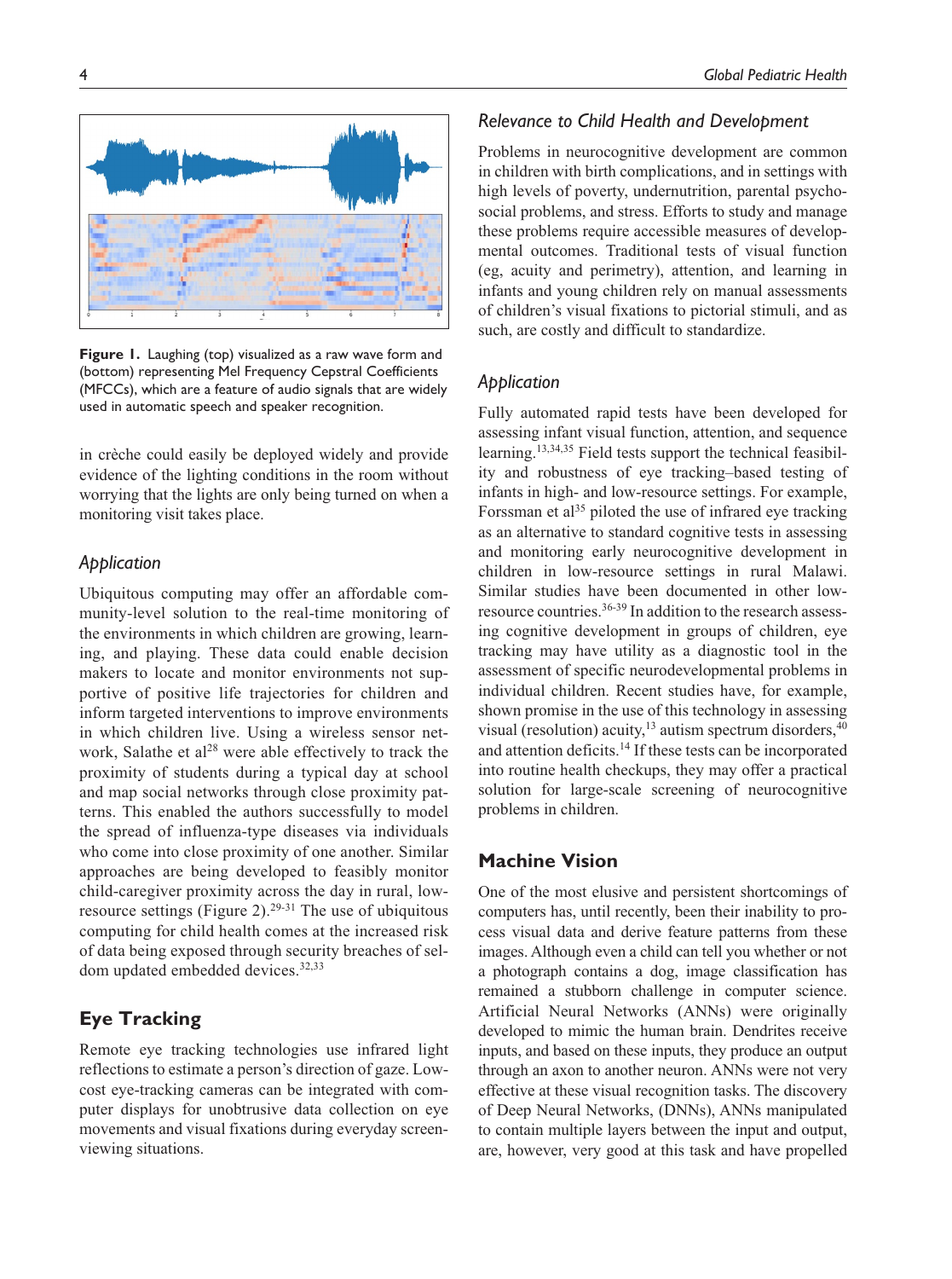Figure 1. Laughing (top) visualized as a raw wave form and (bottom) representing Mel Frequency Cepstral Coefficients (MFCCs), which are a feature of audio signals that are widely used in automatic speech and speaker recognition.

in crèche could easily be deployed widely and provide evidence of the lighting conditions in the room without worrying that the lights are only being turned on when a monitoring visit takes place.

### Application

Ubiquitous computing may offer an affordable community-level solution to the real-time monitoring of the environments in which children are growing, learning, and playing. These data could enable decision makers to locate and monitor environments not supportive of positive life trajectories for children and inform targeted interventions to improve environments in which children live. Using a wireless sensor network, Salathe et al[28] were able effectively to track the proximity of students during a typical day at school and map social networks through close proximity patterns. This enabled the authors successfully to model the spread of influenza-type diseases via individuals who come into close proximity of one another. Similar approaches are being developed to feasibly monitor child-caregiver proximity across the day in rural, low-resource settings (Figure 2).[29-31] The use of ubiquitous computing for child health comes at the increased risk of data being exposed through security breaches of seldom updated embedded devices.[32,33]

## Eye Tracking

Remote eye tracking technologies use infrared light reflections to estimate a person's direction of gaze. Low-cost eye-tracking cameras can be integrated with computer displays for unobtrusive data collection on eye movements and visual fixations during everyday screen-viewing situations.

### Relevance to Child Health and Development

Problems in neurocognitive development are common in children with birth complications, and in settings with high levels of poverty, undernutrition, parental psychosocial problems, and stress. Efforts to study and manage these problems require accessible measures of developmental outcomes. Traditional tests of visual function (eg, acuity and perimetry), attention, and learning in infants and young children rely on manual assessments of children's visual fixations to pictorial stimuli, and as such, are costly and difficult to standardize.

### Application

Fully automated rapid tests have been developed for assessing infant visual function, attention, and sequence learning.[13,34,35] Field tests support the technical feasibility and robustness of eye tracking–based testing of infants in high- and low-resource settings. For example, Forssman et al[35] piloted the use of infrared eye tracking as an alternative to standard cognitive tests in assessing and monitoring early neurocognitive development in children in low-resource settings in rural Malawi. Similar studies have been documented in other low-resource countries.[36-39] In addition to the research assessing cognitive development in groups of children, eye tracking may have utility as a diagnostic tool in the assessment of specific neurodevelopmental problems in individual children. Recent studies have, for example, shown promise in the use of this technology in assessing visual (resolution) acuity,[13] autism spectrum disorders,[40] and attention deficits.[14] If these tests can be incorporated into routine health checkups, they may offer a practical solution for large-scale screening of neurocognitive problems in children.

## Machine Vision

One of the most elusive and persistent shortcomings of computers has, until recently, been their inability to process visual data and derive feature patterns from these images. Although even a child can tell you whether or not a photograph contains a dog, image classification has remained a stubborn challenge in computer science. Artificial Neural Networks (ANNs) were originally developed to mimic the human brain. Dendrites receive inputs, and based on these inputs, they produce an output through an axon to another neuron. ANNs were not very effective at these visual recognition tasks. The discovery of Deep Neural Networks, (DNNs), ANNs manipulated to contain multiple layers between the input and output, are, however, very good at this task and have propelled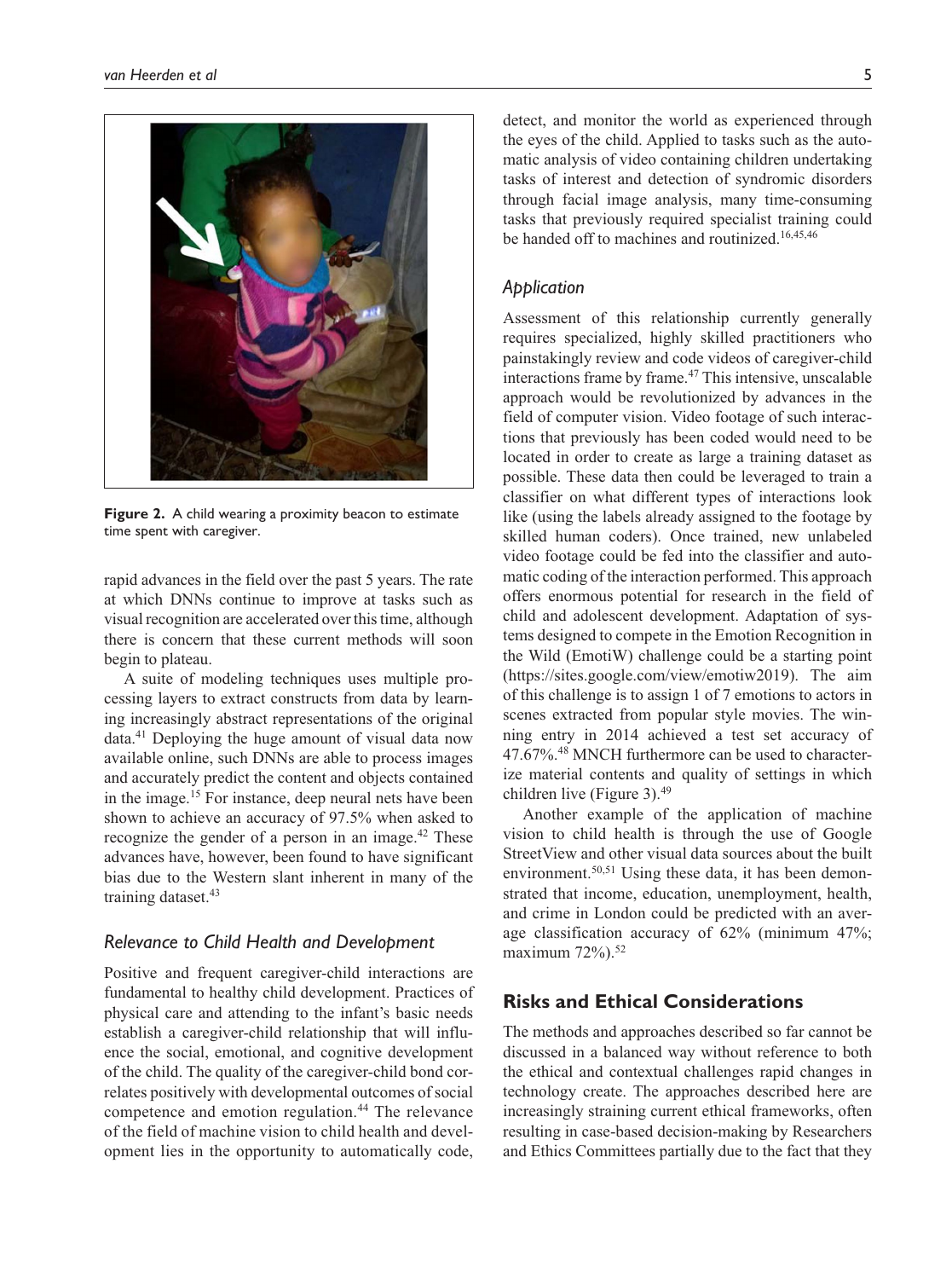**Figure 2.** A child wearing a proximity beacon to estimate time spent with caregiver.

rapid advances in the field over the past 5 years. The rate at which DNNs continue to improve at tasks such as visual recognition are accelerated over this time, although there is concern that these current methods will soon begin to plateau.

A suite of modeling techniques uses multiple processing layers to extract constructs from data by learning increasingly abstract representations of the original data.[41] Deploying the huge amount of visual data now available online, such DNNs are able to process images and accurately predict the content and objects contained in the image.[15] For instance, deep neural nets have been shown to achieve an accuracy of 97.5% when asked to recognize the gender of a person in an image.[42] These advances have, however, been found to have significant bias due to the Western slant inherent in many of the training dataset.[43]

### *Relevance to Child Health and Development*

Positive and frequent caregiver-child interactions are fundamental to healthy child development. Practices of physical care and attending to the infant's basic needs establish a caregiver-child relationship that will influence the social, emotional, and cognitive development of the child. The quality of the caregiver-child bond correlates positively with developmental outcomes of social competence and emotion regulation.[44] The relevance of the field of machine vision to child health and development lies in the opportunity to automatically code, detect, and monitor the world as experienced through the eyes of the child. Applied to tasks such as the automatic analysis of video containing children undertaking tasks of interest and detection of syndromic disorders through facial image analysis, many time-consuming tasks that previously required specialist training could be handed off to machines and routinized.[16,45,46]

### *Application*

Assessment of this relationship currently generally requires specialized, highly skilled practitioners who painstakingly review and code videos of caregiver-child interactions frame by frame.[47] This intensive, unscalable approach would be revolutionized by advances in the field of computer vision. Video footage of such interactions that previously has been coded would need to be located in order to create as large a training dataset as possible. These data then could be leveraged to train a classifier on what different types of interactions look like (using the labels already assigned to the footage by skilled human coders). Once trained, new unlabeled video footage could be fed into the classifier and automatic coding of the interaction performed. This approach offers enormous potential for research in the field of child and adolescent development. Adaptation of systems designed to compete in the Emotion Recognition in the Wild (EmotiW) challenge could be a starting point (https://sites.google.com/view/emotiw2019). The aim of this challenge is to assign 1 of 7 emotions to actors in scenes extracted from popular style movies. The winning entry in 2014 achieved a test set accuracy of 47.67%.[48] MNCH furthermore can be used to characterize material contents and quality of settings in which children live (Figure 3).[49]

Another example of the application of machine vision to child health is through the use of Google StreetView and other visual data sources about the built environment.[50,51] Using these data, it has been demonstrated that income, education, unemployment, health, and crime in London could be predicted with an average classification accuracy of 62% (minimum 47%; maximum 72%).[52]

## Risks and Ethical Considerations

The methods and approaches described so far cannot be discussed in a balanced way without reference to both the ethical and contextual challenges rapid changes in technology create. The approaches described here are increasingly straining current ethical frameworks, often resulting in case-based decision-making by Researchers and Ethics Committees partially due to the fact that they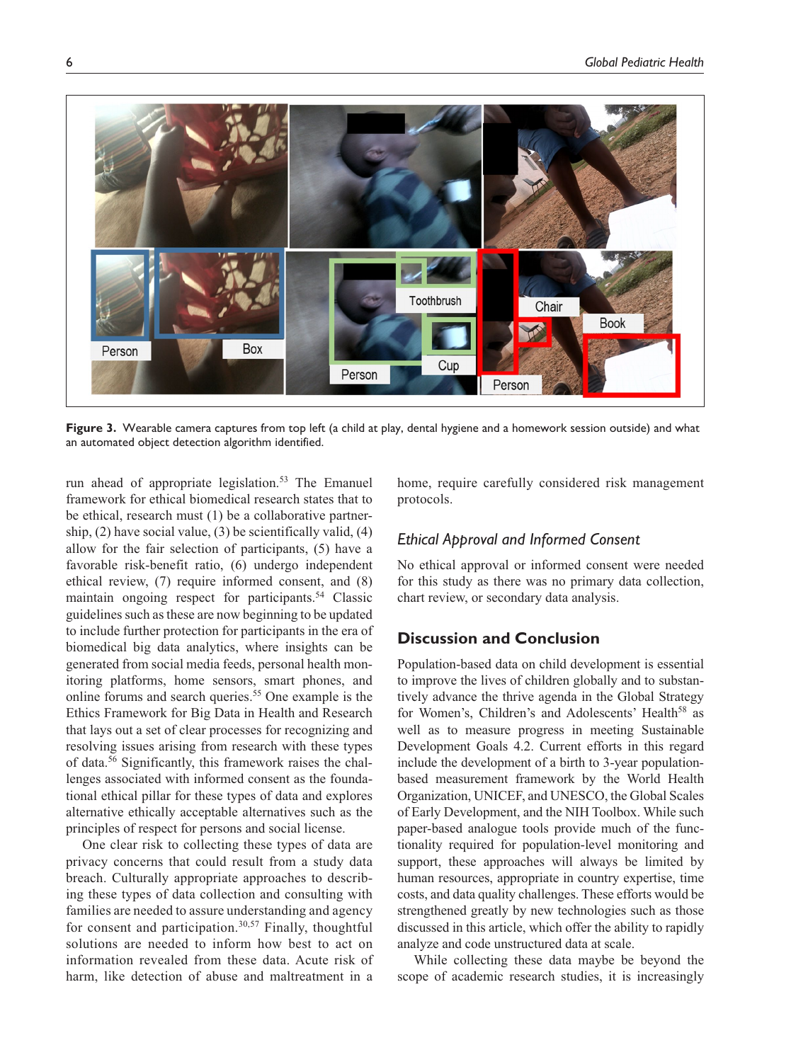**Figure 3.** Wearable camera captures from top left (a child at play, dental hygiene and a homework session outside) and what an automated object detection algorithm identified.

run ahead of appropriate legislation.[53] The Emanuel framework for ethical biomedical research states that to be ethical, research must (1) be a collaborative partnership, (2) have social value, (3) be scientifically valid, (4) allow for the fair selection of participants, (5) have a favorable risk-benefit ratio, (6) undergo independent ethical review, (7) require informed consent, and (8) maintain ongoing respect for participants.[54] Classic guidelines such as these are now beginning to be updated to include further protection for participants in the era of biomedical big data analytics, where insights can be generated from social media feeds, personal health monitoring platforms, home sensors, smart phones, and online forums and search queries.[55] One example is the Ethics Framework for Big Data in Health and Research that lays out a set of clear processes for recognizing and resolving issues arising from research with these types of data.[56] Significantly, this framework raises the challenges associated with informed consent as the foundational ethical pillar for these types of data and explores alternative ethically acceptable alternatives such as the principles of respect for persons and social license.

One clear risk to collecting these types of data are privacy concerns that could result from a study data breach. Culturally appropriate approaches to describing these types of data collection and consulting with families are needed to assure understanding and agency for consent and participation.[30,57] Finally, thoughtful solutions are needed to inform how best to act on information revealed from these data. Acute risk of harm, like detection of abuse and maltreatment in a home, require carefully considered risk management protocols.

### Ethical Approval and Informed Consent

No ethical approval or informed consent were needed for this study as there was no primary data collection, chart review, or secondary data analysis.

## Discussion and Conclusion

Population-based data on child development is essential to improve the lives of children globally and to substantively advance the thrive agenda in the Global Strategy for Women's, Children's and Adolescents' Health[58] as well as to measure progress in meeting Sustainable Development Goals 4.2. Current efforts in this regard include the development of a birth to 3-year population-based measurement framework by the World Health Organization, UNICEF, and UNESCO, the Global Scales of Early Development, and the NIH Toolbox. While such paper-based analogue tools provide much of the functionality required for population-level monitoring and support, these approaches will always be limited by human resources, appropriate in country expertise, time costs, and data quality challenges. These efforts would be strengthened greatly by new technologies such as those discussed in this article, which offer the ability to rapidly analyze and code unstructured data at scale.

While collecting these data maybe be beyond the scope of academic research studies, it is increasingly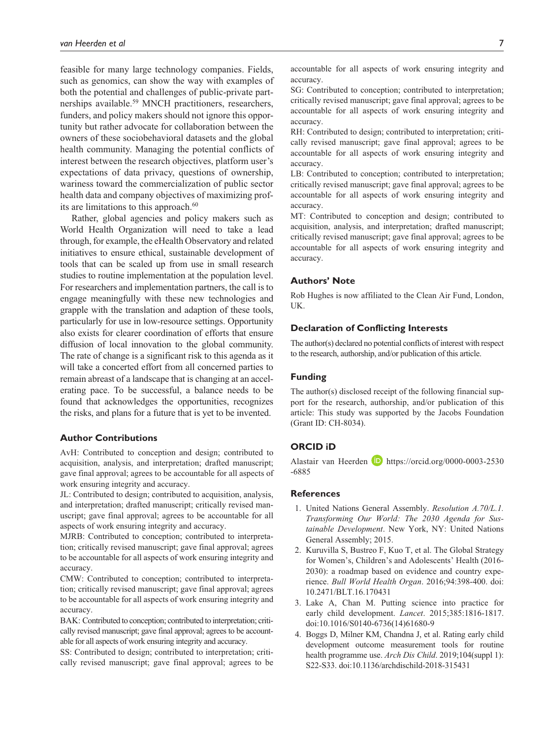feasible for many large technology companies. Fields, such as genomics, can show the way with examples of both the potential and challenges of public-private partnerships available.[59] MNCH practitioners, researchers, funders, and policy makers should not ignore this opportunity but rather advocate for collaboration between the owners of these sociobehavioral datasets and the global health community. Managing the potential conflicts of interest between the research objectives, platform user's expectations of data privacy, questions of ownership, wariness toward the commercialization of public sector health data and company objectives of maximizing profits are limitations to this approach.[60]

Rather, global agencies and policy makers such as World Health Organization will need to take a lead through, for example, the eHealth Observatory and related initiatives to ensure ethical, sustainable development of tools that can be scaled up from use in small research studies to routine implementation at the population level. For researchers and implementation partners, the call is to engage meaningfully with these new technologies and grapple with the translation and adaption of these tools, particularly for use in low-resource settings. Opportunity also exists for clearer coordination of efforts that ensure diffusion of local innovation to the global community. The rate of change is a significant risk to this agenda as it will take a concerted effort from all concerned parties to remain abreast of a landscape that is changing at an accelerating pace. To be successful, a balance needs to be found that acknowledges the opportunities, recognizes the risks, and plans for a future that is yet to be invented.

## Author Contributions

AvH: Contributed to conception and design; contributed to acquisition, analysis, and interpretation; drafted manuscript; gave final approval; agrees to be accountable for all aspects of work ensuring integrity and accuracy.

JL: Contributed to design; contributed to acquisition, analysis, and interpretation; drafted manuscript; critically revised manuscript; gave final approval; agrees to be accountable for all aspects of work ensuring integrity and accuracy.

MJRB: Contributed to conception; contributed to interpretation; critically revised manuscript; gave final approval; agrees to be accountable for all aspects of work ensuring integrity and accuracy.

CMW: Contributed to conception; contributed to interpretation; critically revised manuscript; gave final approval; agrees to be accountable for all aspects of work ensuring integrity and accuracy.

BAK: Contributed to conception; contributed to interpretation; critically revised manuscript; gave final approval; agrees to be accountable for all aspects of work ensuring integrity and accuracy.

SS: Contributed to design; contributed to interpretation; critically revised manuscript; gave final approval; agrees to be accountable for all aspects of work ensuring integrity and accuracy.

SG: Contributed to conception; contributed to interpretation; critically revised manuscript; gave final approval; agrees to be accountable for all aspects of work ensuring integrity and accuracy.

RH: Contributed to design; contributed to interpretation; critically revised manuscript; gave final approval; agrees to be accountable for all aspects of work ensuring integrity and accuracy.

LB: Contributed to conception; contributed to interpretation; critically revised manuscript; gave final approval; agrees to be accountable for all aspects of work ensuring integrity and accuracy.

MT: Contributed to conception and design; contributed to acquisition, analysis, and interpretation; drafted manuscript; critically revised manuscript; gave final approval; agrees to be accountable for all aspects of work ensuring integrity and accuracy.

## Authors' Note

Rob Hughes is now affiliated to the Clean Air Fund, London, UK.

## Declaration of Conflicting Interests

The author(s) declared no potential conflicts of interest with respect to the research, authorship, and/or publication of this article.

## Funding

The author(s) disclosed receipt of the following financial support for the research, authorship, and/or publication of this article: This study was supported by the Jacobs Foundation (Grant ID: CH-8034).

## ORCID iD

Alastair van Heerden https://orcid.org/0000-0003-2530-6885

## References

1. United Nations General Assembly. *Resolution A.70/L.1. Transforming Our World: The 2030 Agenda for Sustainable Development*. New York, NY: United Nations General Assembly; 2015.
2. Kuruvilla S, Bustreo F, Kuo T, et al. The Global Strategy for Women's, Children's and Adolescents' Health (2016-2030): a roadmap based on evidence and country experience. *Bull World Health Organ*. 2016;94:398-400. doi:10.2471/BLT.16.170431
3. Lake A, Chan M. Putting science into practice for early child development. *Lancet*. 2015;385:1816-1817. doi:10.1016/S0140-6736(14)61680-9
4. Boggs D, Milner KM, Chandna J, et al. Rating early child development outcome measurement tools for routine health programme use. *Arch Dis Child*. 2019;104(suppl 1): S22-S33. doi:10.1136/archdischild-2018-315431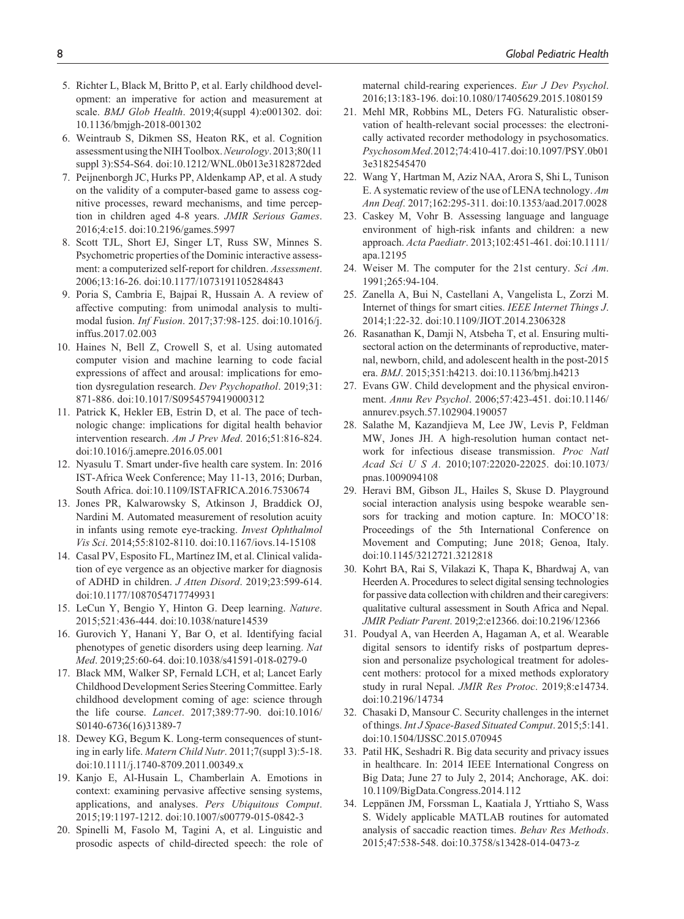5. Richter L, Black M, Britto P, et al. Early childhood development: an imperative for action and measurement at scale. *BMJ Glob Health*. 2019;4(suppl 4):e001302. doi:10.1136/bmjgh-2018-001302
6. Weintraub S, Dikmen SS, Heaton RK, et al. Cognition assessment using the NIH Toolbox. *Neurology*. 2013;80(11 suppl 3):S54-S64. doi:10.1212/WNL.0b013e3182872ded
7. Peijnenborgh JC, Hurks PP, Aldenkamp AP, et al. A study on the validity of a computer-based game to assess cognitive processes, reward mechanisms, and time perception in children aged 4-8 years. *JMIR Serious Games*. 2016;4:e15. doi:10.2196/games.5997
8. Scott TJL, Short EJ, Singer LT, Russ SW, Minnes S. Psychometric properties of the Dominic interactive assessment: a computerized self-report for children. *Assessment*. 2006;13:16-26. doi:10.1177/1073191105284843
9. Poria S, Cambria E, Bajpai R, Hussain A. A review of affective computing: from unimodal analysis to multimodal fusion. *Inf Fusion*. 2017;37:98-125. doi:10.1016/j.inffus.2017.02.003
10. Haines N, Bell Z, Crowell S, et al. Using automated computer vision and machine learning to code facial expressions of affect and arousal: implications for emotion dysregulation research. *Dev Psychopathol*. 2019;31:871-886. doi:10.1017/S0954579419000312
11. Patrick K, Hekler EB, Estrin D, et al. The pace of technologic change: implications for digital health behavior intervention research. *Am J Prev Med*. 2016;51:816-824. doi:10.1016/j.amepre.2016.05.001
12. Nyasulu T. Smart under-five health care system. In: 2016 IST-Africa Week Conference; May 11-13, 2016; Durban, South Africa. doi:10.1109/ISTAFRICA.2016.7530674
13. Jones PR, Kalwarowsky S, Atkinson J, Braddick OJ, Nardini M. Automated measurement of resolution acuity in infants using remote eye-tracking. *Invest Ophthalmol Vis Sci*. 2014;55:8102-8110. doi:10.1167/iovs.14-15108
14. Casal PV, Esposito FL, Martínez IM, et al. Clinical validation of eye vergence as an objective marker for diagnosis of ADHD in children. *J Atten Disord*. 2019;23:599-614. doi:10.1177/1087054717749931
15. LeCun Y, Bengio Y, Hinton G. Deep learning. *Nature*. 2015;521:436-444. doi:10.1038/nature14539
16. Gurovich Y, Hanani Y, Bar O, et al. Identifying facial phenotypes of genetic disorders using deep learning. *Nat Med*. 2019;25:60-64. doi:10.1038/s41591-018-0279-0
17. Black MM, Walker SP, Fernald LCH, et al; Lancet Early Childhood Development Series Steering Committee. Early childhood development coming of age: science through the life course. *Lancet*. 2017;389:77-90. doi:10.1016/S0140-6736(16)31389-7
18. Dewey KG, Begum K. Long-term consequences of stunting in early life. *Matern Child Nutr*. 2011;7(suppl 3):5-18. doi:10.1111/j.1740-8709.2011.00349.x
19. Kanjo E, Al-Husain L, Chamberlain A. Emotions in context: examining pervasive affective sensing systems, applications, and analyses. *Pers Ubiquitous Comput*. 2015;19:1197-1212. doi:10.1007/s00779-015-0842-3
20. Spinelli M, Fasolo M, Tagini A, et al. Linguistic and prosodic aspects of child-directed speech: the role of maternal child-rearing experiences. *Eur J Dev Psychol*. 2016;13:183-196. doi:10.1080/17405629.2015.1080159
21. Mehl MR, Robbins ML, Deters FG. Naturalistic observation of health-relevant social processes: the electronically activated recorder methodology in psychosomatics. *Psychosom Med*. 2012;74:410-417. doi:10.1097/PSY.0b013e3182545470
22. Wang Y, Hartman M, Aziz NAA, Arora S, Shi L, Tunison E. A systematic review of the use of LENA technology. *Am Ann Deaf*. 2017;162:295-311. doi:10.1353/aad.2017.0028
23. Caskey M, Vohr B. Assessing language and language environment of high-risk infants and children: a new approach. *Acta Paediatr*. 2013;102:451-461. doi:10.1111/apa.12195
24. Weiser M. The computer for the 21st century. *Sci Am*. 1991;265:94-104.
25. Zanella A, Bui N, Castellani A, Vangelista L, Zorzi M. Internet of things for smart cities. *IEEE Internet Things J*. 2014;1:22-32. doi:10.1109/JIOT.2014.2306328
26. Rasanathan K, Damji N, Atsbeha T, et al. Ensuring multisectoral action on the determinants of reproductive, maternal, newborn, child, and adolescent health in the post-2015 era. *BMJ*. 2015;351:h4213. doi:10.1136/bmj.h4213
27. Evans GW. Child development and the physical environment. *Annu Rev Psychol*. 2006;57:423-451. doi:10.1146/annurev.psych.57.102904.190057
28. Salathe M, Kazandjieva M, Lee JW, Levis P, Feldman MW, Jones JH. A high-resolution human contact network for infectious disease transmission. *Proc Natl Acad Sci U S A*. 2010;107:22020-22025. doi:10.1073/pnas.1009094108
29. Heravi BM, Gibson JL, Hailes S, Skuse D. Playground social interaction analysis using bespoke wearable sensors for tracking and motion capture. In: MOCO'18: Proceedings of the 5th International Conference on Movement and Computing; June 2018; Genoa, Italy. doi:10.1145/3212721.3212818
30. Kohrt BA, Rai S, Vilakazi K, Thapa K, Bhardwaj A, van Heerden A. Procedures to select digital sensing technologies for passive data collection with children and their caregivers: qualitative cultural assessment in South Africa and Nepal. *JMIR Pediatr Parent*. 2019;2:e12366. doi:10.2196/12366
31. Poudyal A, van Heerden A, Hagaman A, et al. Wearable digital sensors to identify risks of postpartum depression and personalize psychological treatment for adolescent mothers: protocol for a mixed methods exploratory study in rural Nepal. *JMIR Res Protoc*. 2019;8:e14734. doi:10.2196/14734
32. Chasaki D, Mansour C. Security challenges in the internet of things. *Int J Space-Based Situated Comput*. 2015;5:141. doi:10.1504/IJSSC.2015.070945
33. Patil HK, Seshadri R. Big data security and privacy issues in healthcare. In: 2014 IEEE International Congress on Big Data; June 27 to July 2, 2014; Anchorage, AK. doi:10.1109/BigData.Congress.2014.112
34. Leppänen JM, Forssman L, Kaatiala J, Yrttiaho S, Wass S. Widely applicable MATLAB routines for automated analysis of saccadic reaction times. *Behav Res Methods*. 2015;47:538-548. doi:10.3758/s13428-014-0473-z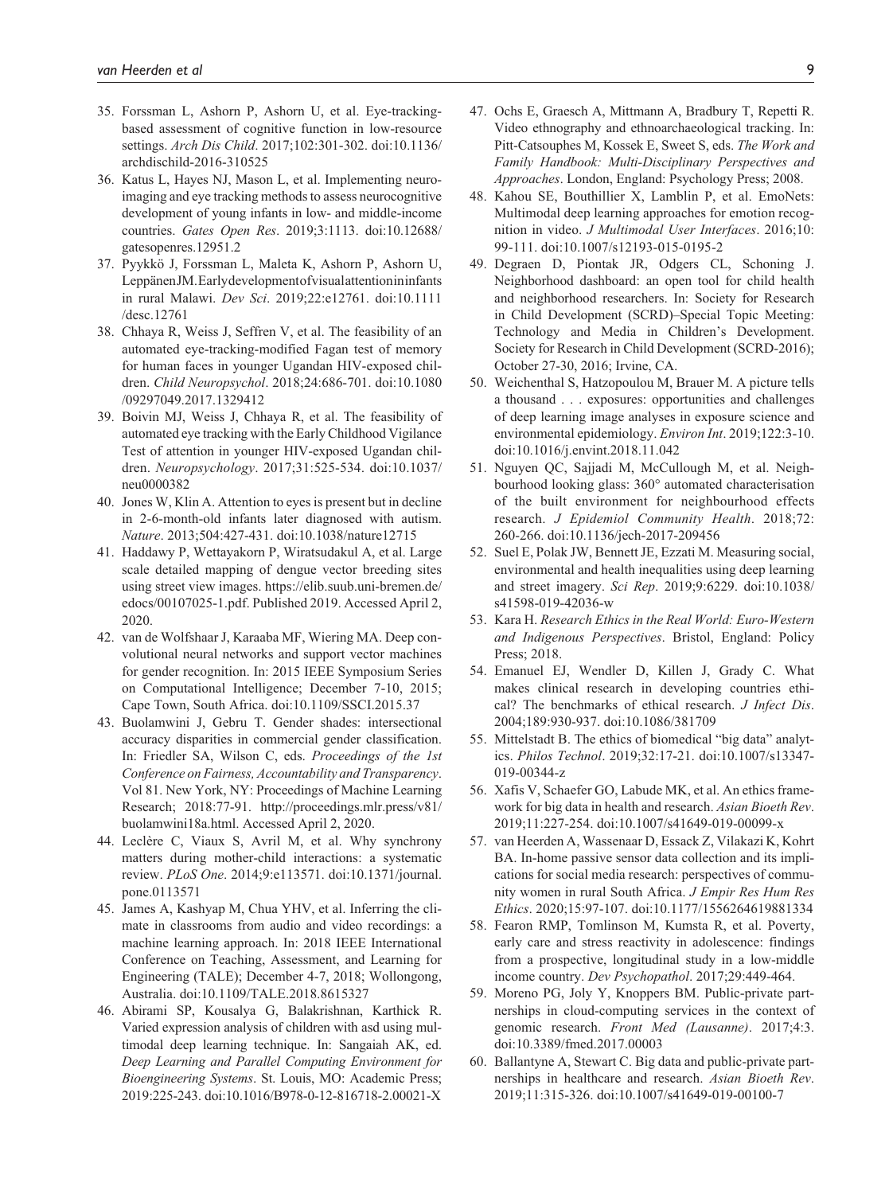35. Forssman L, Ashorn P, Ashorn U, et al. Eye-tracking-based assessment of cognitive function in low-resource settings. *Arch Dis Child*. 2017;102:301-302. doi:10.1136/archdischild-2016-310525
36. Katus L, Hayes NJ, Mason L, et al. Implementing neuroimaging and eye tracking methods to assess neurocognitive development of young infants in low- and middle-income countries. *Gates Open Res*. 2019;3:1113. doi:10.12688/gatesopenres.12951.2
37. Pyykkö J, Forssman L, Maleta K, Ashorn P, Ashorn U, Leppänen JM. Early development of visual attention in infants in rural Malawi. *Dev Sci*. 2019;22:e12761. doi:10.1111/desc.12761
38. Chhaya R, Weiss J, Seffren V, et al. The feasibility of an automated eye-tracking-modified Fagan test of memory for human faces in younger Ugandan HIV-exposed children. *Child Neuropsychol*. 2018;24:686-701. doi:10.1080/09297049.2017.1329412
39. Boivin MJ, Weiss J, Chhaya R, et al. The feasibility of automated eye tracking with the Early Childhood Vigilance Test of attention in younger HIV-exposed Ugandan children. *Neuropsychology*. 2017;31:525-534. doi:10.1037/neu0000382
40. Jones W, Klin A. Attention to eyes is present but in decline in 2-6-month-old infants later diagnosed with autism. *Nature*. 2013;504:427-431. doi:10.1038/nature12715
41. Haddawy P, Wettayakorn P, Wiratsudakul A, et al. Large scale detailed mapping of dengue vector breeding sites using street view images. https://elib.suub.uni-bremen.de/edocs/00107025-1.pdf. Published 2019. Accessed April 2, 2020.
42. van de Wolfshaar J, Karaaba MF, Wiering MA. Deep convolutional neural networks and support vector machines for gender recognition. In: 2015 IEEE Symposium Series on Computational Intelligence; December 7-10, 2015; Cape Town, South Africa. doi:10.1109/SSCI.2015.37
43. Buolamwini J, Gebru T. Gender shades: intersectional accuracy disparities in commercial gender classification. In: Friedler SA, Wilson C, eds. *Proceedings of the 1st Conference on Fairness, Accountability and Transparency*. Vol 81. New York, NY: Proceedings of Machine Learning Research; 2018:77-91. http://proceedings.mlr.press/v81/buolamwini18a.html. Accessed April 2, 2020.
44. Leclère C, Viaux S, Avril M, et al. Why synchrony matters during mother-child interactions: a systematic review. *PLoS One*. 2014;9:e113571. doi:10.1371/journal.pone.0113571
45. James A, Kashyap M, Chua YHV, et al. Inferring the climate in classrooms from audio and video recordings: a machine learning approach. In: 2018 IEEE International Conference on Teaching, Assessment, and Learning for Engineering (TALE); December 4-7, 2018; Wollongong, Australia. doi:10.1109/TALE.2018.8615327
46. Abirami SP, Kousalya G, Balakrishnan, Karthick R. Varied expression analysis of children with asd using multimodal deep learning technique. In: Sangaiah AK, ed. *Deep Learning and Parallel Computing Environment for Bioengineering Systems*. St. Louis, MO: Academic Press; 2019:225-243. doi:10.1016/B978-0-12-816718-2.00021-X
47. Ochs E, Graesch A, Mittmann A, Bradbury T, Repetti R. Video ethnography and ethnoarchaeological tracking. In: Pitt-Catsouphes M, Kossek E, Sweet S, eds. *The Work and Family Handbook: Multi-Disciplinary Perspectives and Approaches*. London, England: Psychology Press; 2008.
48. Kahou SE, Bouthillier X, Lamblin P, et al. EmoNets: Multimodal deep learning approaches for emotion recognition in video. *J Multimodal User Interfaces*. 2016;10:99-111. doi:10.1007/s12193-015-0195-2
49. Degraen D, Piontak JR, Odgers CL, Schoning J. Neighborhood dashboard: an open tool for child health and neighborhood researchers. In: Society for Research in Child Development (SCRD)–Special Topic Meeting: Technology and Media in Children's Development. Society for Research in Child Development (SCRD-2016); October 27-30, 2016; Irvine, CA.
50. Weichenthal S, Hatzopoulou M, Brauer M. A picture tells a thousand . . . exposures: opportunities and challenges of deep learning image analyses in exposure science and environmental epidemiology. *Environ Int*. 2019;122:3-10. doi:10.1016/j.envint.2018.11.042
51. Nguyen QC, Sajjadi M, McCullough M, et al. Neighbourhood looking glass: 360° automated characterisation of the built environment for neighbourhood effects research. *J Epidemiol Community Health*. 2018;72:260-266. doi:10.1136/jech-2017-209456
52. Suel E, Polak JW, Bennett JE, Ezzati M. Measuring social, environmental and health inequalities using deep learning and street imagery. *Sci Rep*. 2019;9:6229. doi:10.1038/s41598-019-42036-w
53. Kara H. *Research Ethics in the Real World: Euro-Western and Indigenous Perspectives*. Bristol, England: Policy Press; 2018.
54. Emanuel EJ, Wendler D, Killen J, Grady C. What makes clinical research in developing countries ethical? The benchmarks of ethical research. *J Infect Dis*. 2004;189:930-937. doi:10.1086/381709
55. Mittelstadt B. The ethics of biomedical "big data" analytics. *Philos Technol*. 2019;32:17-21. doi:10.1007/s13347-019-00344-z
56. Xafis V, Schaefer GO, Labude MK, et al. An ethics framework for big data in health and research. *Asian Bioeth Rev*. 2019;11:227-254. doi:10.1007/s41649-019-00099-x
57. van Heerden A, Wassenaar D, Essack Z, Vilakazi K, Kohrt BA. In-home passive sensor data collection and its implications for social media research: perspectives of community women in rural South Africa. *J Empir Res Hum Res Ethics*. 2020;15:97-107. doi:10.1177/1556264619881334
58. Fearon RMP, Tomlinson M, Kumsta R, et al. Poverty, early care and stress reactivity in adolescence: findings from a prospective, longitudinal study in a low-middle income country. *Dev Psychopathol*. 2017;29:449-464.
59. Moreno PG, Joly Y, Knoppers BM. Public-private partnerships in cloud-computing services in the context of genomic research. *Front Med (Lausanne)*. 2017;4:3. doi:10.3389/fmed.2017.00003
60. Ballantyne A, Stewart C. Big data and public-private partnerships in healthcare and research. *Asian Bioeth Rev*. 2019;11:315-326. doi:10.1007/s41649-019-00100-7